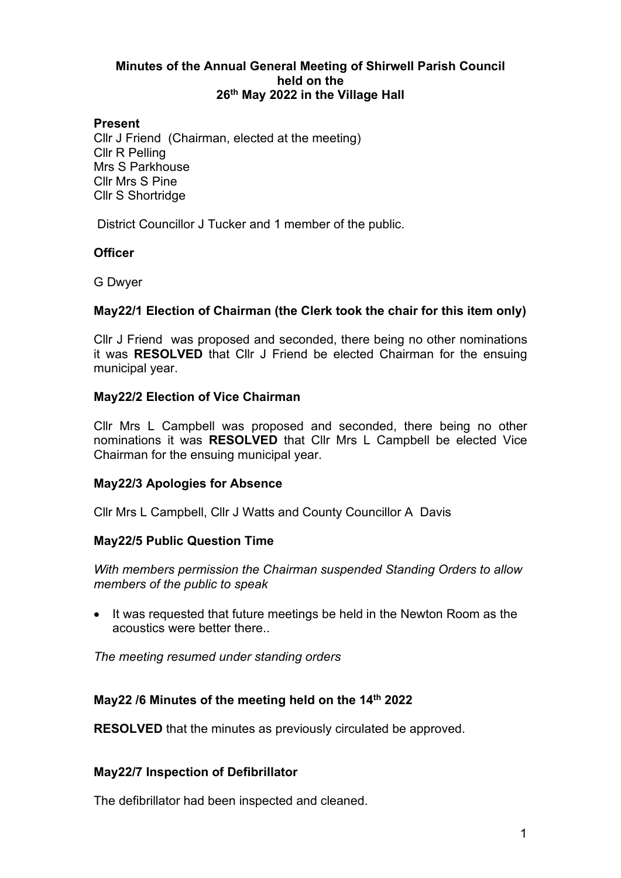# Minutes of the Annual General Meeting of Shirwell Parish Council held on the 26th May 2022 in the Village Hall

**Present**

Cllr J Friend (Chairman, elected at the meeting)
Cllr R Pelling
Mrs S Parkhouse
Cllr Mrs S Pine
Cllr S Shortridge

District Councillor J Tucker and 1 member of the public.

**Officer**

G Dwyer

**May22/1 Election of Chairman (the Clerk took the chair for this item only)**

Cllr J Friend was proposed and seconded, there being no other nominations it was **RESOLVED** that Cllr J Friend be elected Chairman for the ensuing municipal year.

**May22/2 Election of Vice Chairman**

Cllr Mrs L Campbell was proposed and seconded, there being no other nominations it was **RESOLVED** that Cllr Mrs L Campbell be elected Vice Chairman for the ensuing municipal year.

**May22/3 Apologies for Absence**

Cllr Mrs L Campbell, Cllr J Watts and County Councillor A Davis

**May22/5 Public Question Time**

*With members permission the Chairman suspended Standing Orders to allow members of the public to speak*

- It was requested that future meetings be held in the Newton Room as the acoustics were better there..

*The meeting resumed under standing orders*

**May22 /6 Minutes of the meeting held on the 14th 2022**

**RESOLVED** that the minutes as previously circulated be approved.

**May22/7 Inspection of Defibrillator**

The defibrillator had been inspected and cleaned.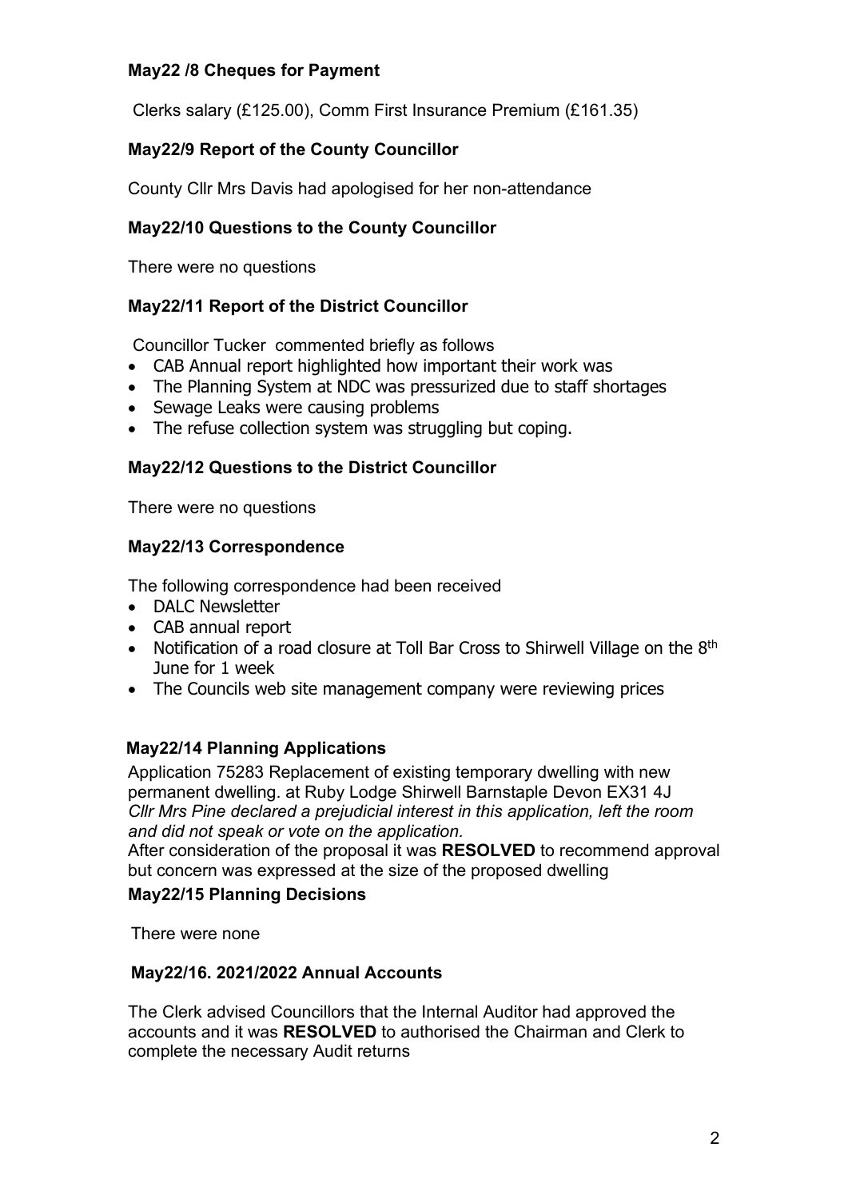### May22 /8 Cheques for Payment

Clerks salary (£125.00), Comm First Insurance Premium (£161.35)

### May22/9 Report of the County Councillor

County Cllr Mrs Davis had apologised for her non-attendance

### May22/10 Questions to the County Councillor

There were no questions

### May22/11 Report of the District Councillor

Councillor Tucker commented briefly as follows

- CAB Annual report highlighted how important their work was
- The Planning System at NDC was pressurized due to staff shortages
- Sewage Leaks were causing problems
- The refuse collection system was struggling but coping.

### May22/12 Questions to the District Councillor

There were no questions

### May22/13 Correspondence

The following correspondence had been received

- DALC Newsletter
- CAB annual report
- Notification of a road closure at Toll Bar Cross to Shirwell Village on the 8th June for 1 week
- The Councils web site management company were reviewing prices

### May22/14 Planning Applications

Application 75283 Replacement of existing temporary dwelling with new permanent dwelling. at Ruby Lodge Shirwell Barnstaple Devon EX31 4J
*Cllr Mrs Pine declared a prejudicial interest in this application, left the room and did not speak or vote on the application.*
After consideration of the proposal it was **RESOLVED** to recommend approval but concern was expressed at the size of the proposed dwelling

### May22/15 Planning Decisions

There were none

### May22/16. 2021/2022 Annual Accounts

The Clerk advised Councillors that the Internal Auditor had approved the accounts and it was **RESOLVED** to authorised the Chairman and Clerk to complete the necessary Audit returns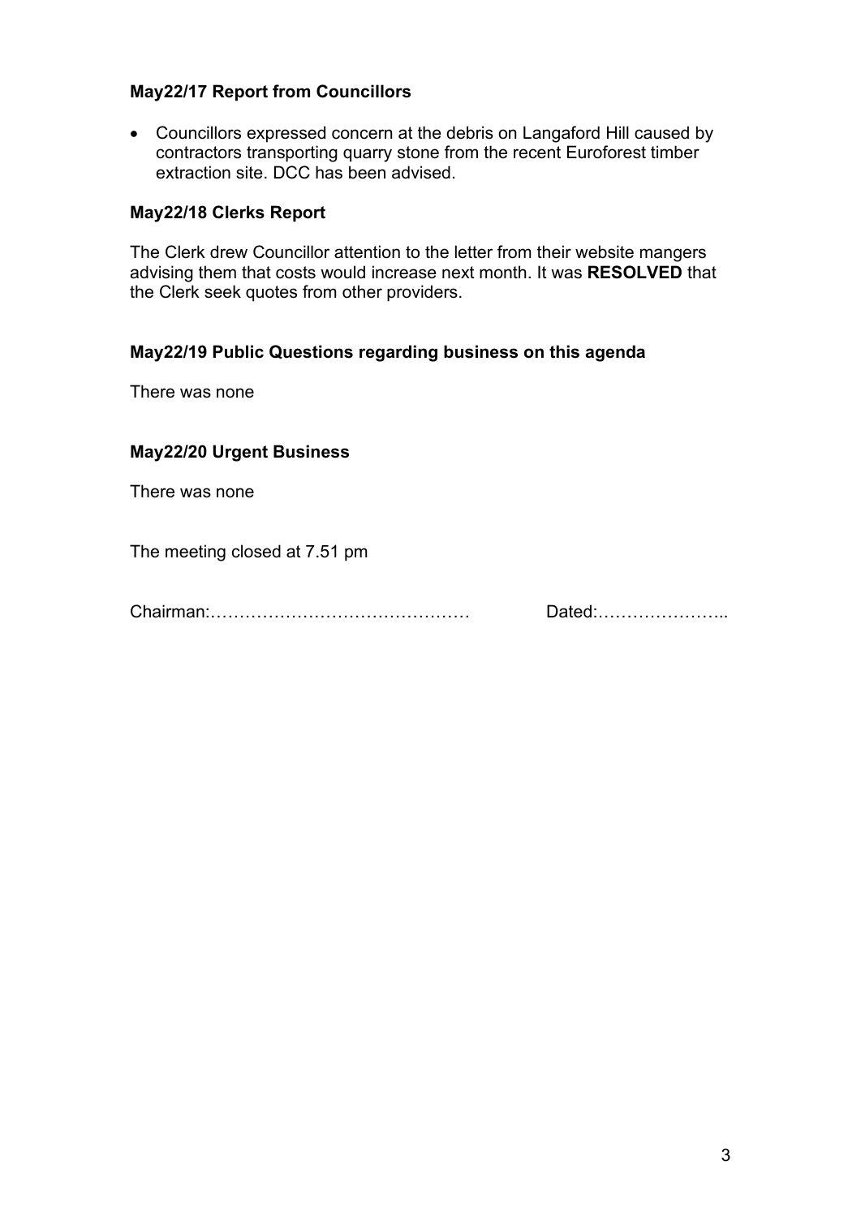**May22/17 Report from Councillors**

- Councillors expressed concern at the debris on Langaford Hill caused by contractors transporting quarry stone from the recent Euroforest timber extraction site. DCC has been advised.

**May22/18 Clerks Report**

The Clerk drew Councillor attention to the letter from their website mangers advising them that costs would increase next month. It was **RESOLVED** that the Clerk seek quotes from other providers.

**May22/19 Public Questions regarding business on this agenda**

There was none

**May22/20 Urgent Business**

There was none

The meeting closed at 7.51 pm

Chairman:……………………………………… Dated:…………………..